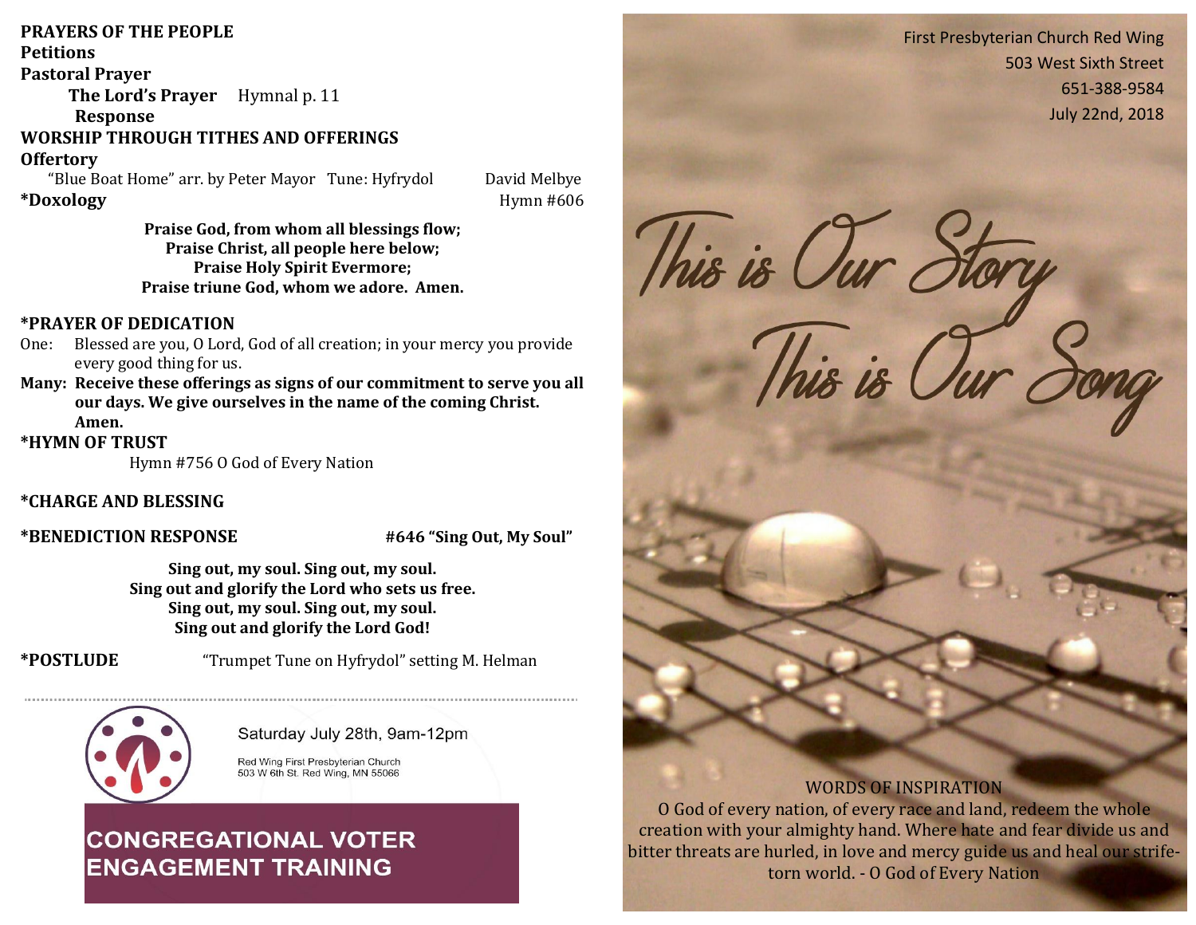**PRAYERS OF THE PEOPLE**

**Petitions**

**Pastoral Prayer**

**The Lord's Prayer** Hymnal p. 11

**Response**

**WORSHIP THROUGH TITHES AND OFFERINGS**

**Offertory**

"Blue Boat Home" arr. by Peter Mayor Tune: Hyfrydol David Melbye

***Doxology** Hymn #606

**Praise God, from whom all blessings flow;**
**Praise Christ, all people here below;**
**Praise Holy Spirit Evermore;**
**Praise triune God, whom we adore. Amen.**

***PRAYER OF DEDICATION**

One: Blessed are you, O Lord, God of all creation; in your mercy you provide every good thing for us.

**Many: Receive these offerings as signs of our commitment to serve you all our days. We give ourselves in the name of the coming Christ. Amen.**

***HYMN OF TRUST**

Hymn #756 O God of Every Nation

***CHARGE AND BLESSING**

***BENEDICTION RESPONSE** **#646 "Sing Out, My Soul"**

**Sing out, my soul. Sing out, my soul.**
**Sing out and glorify the Lord who sets us free.**
**Sing out, my soul. Sing out, my soul.**
**Sing out and glorify the Lord God!**

***POSTLUDE** "Trumpet Tune on Hyfrydol" setting M. Helman

---

Saturday July 28th, 9am-12pm

Red Wing First Presbyterian Church
503 W 6th St. Red Wing, MN 55066

**CONGREGATIONAL VOTER ENGAGEMENT TRAINING**

---

First Presbyterian Church Red Wing
503 West Sixth Street
651-388-9584
July 22nd, 2018

# This is Our Story
# This is Our Song

WORDS OF INSPIRATION

O God of every nation, of every race and land, redeem the whole creation with your almighty hand. Where hate and fear divide us and bitter threats are hurled, in love and mercy guide us and heal our strife-torn world. - O God of Every Nation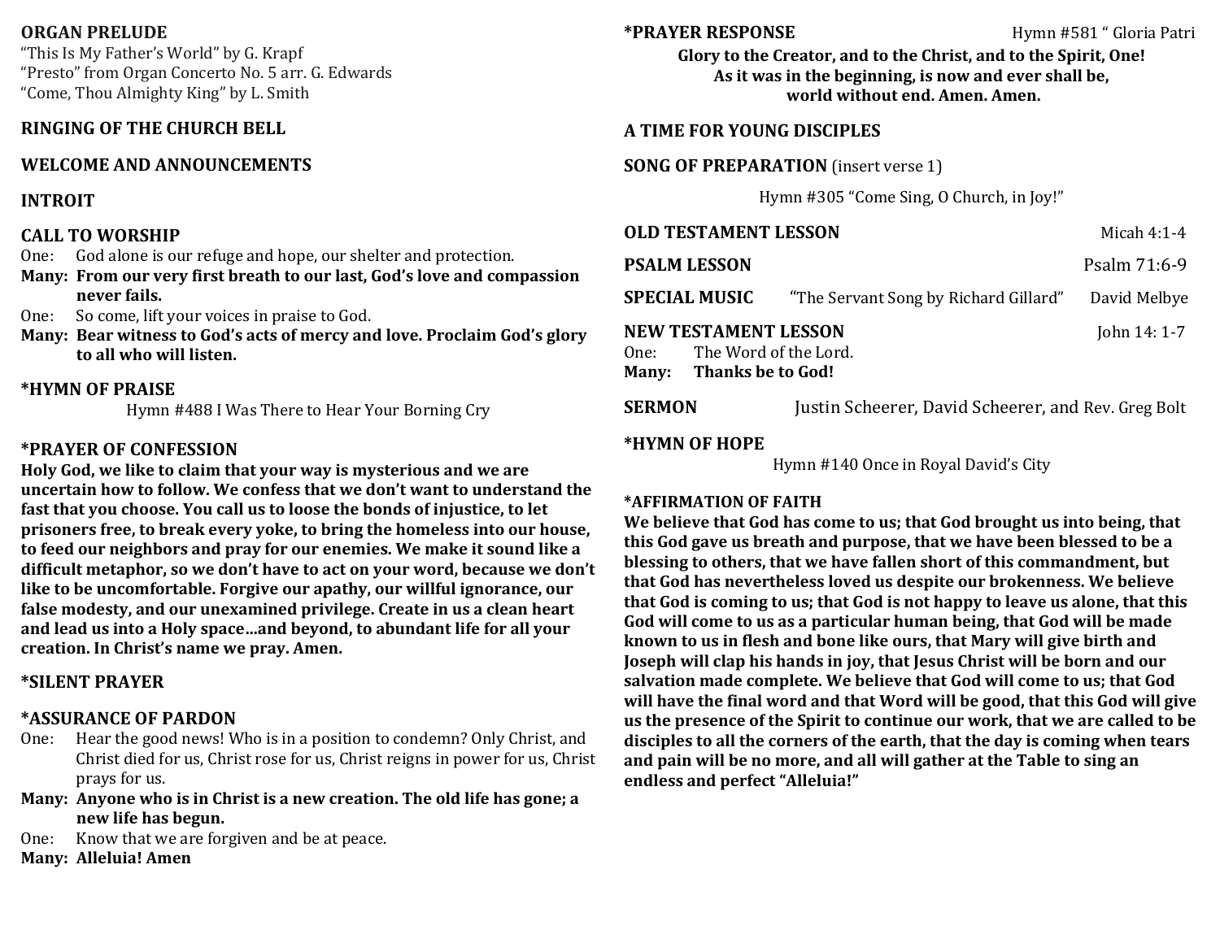**ORGAN PRELUDE**
"This Is My Father's World" by G. Krapf
"Presto" from Organ Concerto No. 5 arr. G. Edwards
"Come, Thou Almighty King" by L. Smith

**RINGING OF THE CHURCH BELL**

**WELCOME AND ANNOUNCEMENTS**

**INTROIT**

**CALL TO WORSHIP**

One: God alone is our refuge and hope, our shelter and protection.
**Many: From our very first breath to our last, God's love and compassion never fails.**
One: So come, lift your voices in praise to God.
**Many: Bear witness to God's acts of mercy and love. Proclaim God's glory to all who will listen.**

**\*HYMN OF PRAISE**
Hymn #488 I Was There to Hear Your Borning Cry

**\*PRAYER OF CONFESSION**
**Holy God, we like to claim that your way is mysterious and we are uncertain how to follow. We confess that we don't want to understand the fast that you choose. You call us to loose the bonds of injustice, to let prisoners free, to break every yoke, to bring the homeless into our house, to feed our neighbors and pray for our enemies. We make it sound like a difficult metaphor, so we don't have to act on your word, because we don't like to be uncomfortable. Forgive our apathy, our willful ignorance, our false modesty, and our unexamined privilege. Create in us a clean heart and lead us into a Holy space…and beyond, to abundant life for all your creation. In Christ's name we pray. Amen.**

**\*SILENT PRAYER**

**\*ASSURANCE OF PARDON**

One: Hear the good news! Who is in a position to condemn? Only Christ, and Christ died for us, Christ rose for us, Christ reigns in power for us, Christ prays for us.
**Many: Anyone who is in Christ is a new creation. The old life has gone; a new life has begun.**
One: Know that we are forgiven and be at peace.
**Many: Alleluia! Amen**

**\*PRAYER RESPONSE** Hymn #581 " Gloria Patri

**Glory to the Creator, and to the Christ, and to the Spirit, One!**
**As it was in the beginning, is now and ever shall be,**
**world without end. Amen. Amen.**

**A TIME FOR YOUNG DISCIPLES**

**SONG OF PREPARATION** (insert verse 1)
Hymn #305 "Come Sing, O Church, in Joy!"

**OLD TESTAMENT LESSON** Micah 4:1-4

**PSALM LESSON** Psalm 71:6-9

**SPECIAL MUSIC** "The Servant Song by Richard Gillard" David Melbye

**NEW TESTAMENT LESSON** John 14: 1-7

One: The Word of the Lord.
**Many: Thanks be to God!**

**SERMON** Justin Scheerer, David Scheerer, and Rev. Greg Bolt

**\*HYMN OF HOPE**
Hymn #140 Once in Royal David's City

**\*AFFIRMATION OF FAITH**
**We believe that God has come to us; that God brought us into being, that this God gave us breath and purpose, that we have been blessed to be a blessing to others, that we have fallen short of this commandment, but that God has nevertheless loved us despite our brokenness. We believe that God is coming to us; that God is not happy to leave us alone, that this God will come to us as a particular human being, that God will be made known to us in flesh and bone like ours, that Mary will give birth and Joseph will clap his hands in joy, that Jesus Christ will be born and our salvation made complete. We believe that God will come to us; that God will have the final word and that Word will be good, that this God will give us the presence of the Spirit to continue our work, that we are called to be disciples to all the corners of the earth, that the day is coming when tears and pain will be no more, and all will gather at the Table to sing an endless and perfect "Alleluia!"**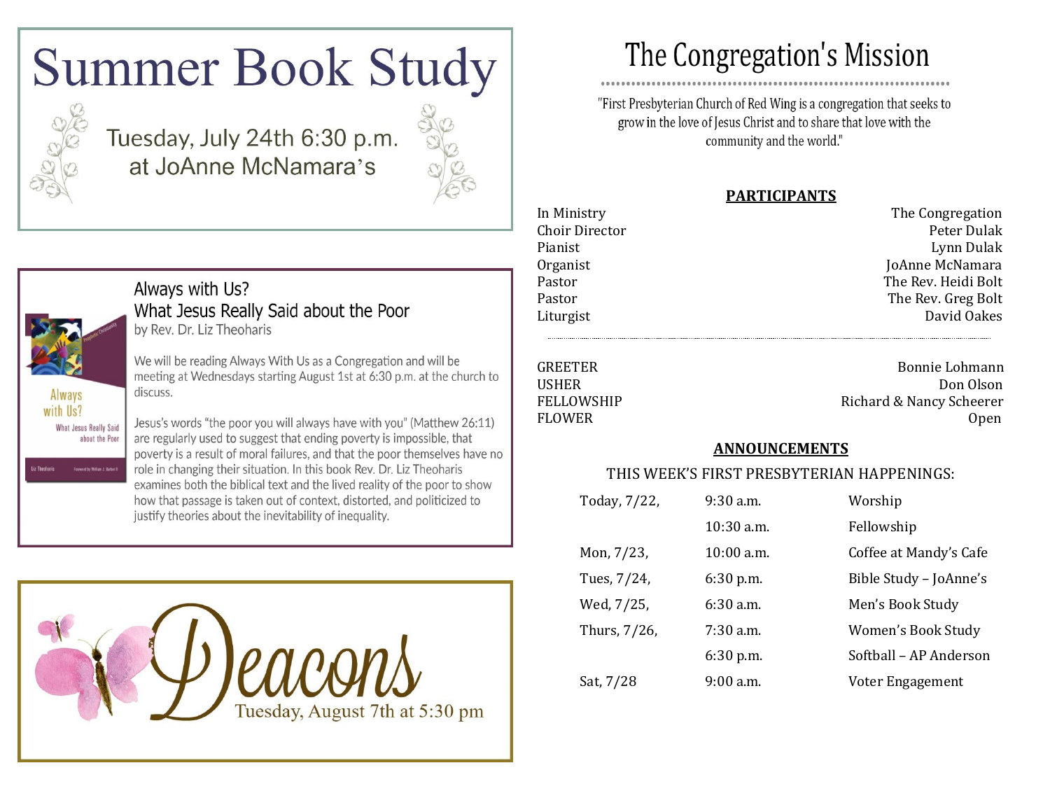# Summer Book Study

Tuesday, July 24th 6:30 p.m.
at JoAnne McNamara's

## Always with Us?
### What Jesus Really Said about the Poor

by Rev. Dr. Liz Theoharis

We will be reading Always With Us as a Congregation and will be meeting at Wednesdays starting August 1st at 6:30 p.m. at the church to discuss.

Jesus's words "the poor you will always have with you" (Matthew 26:11) are regularly used to suggest that ending poverty is impossible, that poverty is a result of moral failures, and that the poor themselves have no role in changing their situation. In this book Rev. Dr. Liz Theoharis examines both the biblical text and the lived reality of the poor to show how that passage is taken out of context, distorted, and politicized to justify theories about the inevitability of inequality.

# Deacons

Tuesday, August 7th at 5:30 pm

# The Congregation's Mission

"First Presbyterian Church of Red Wing is a congregation that seeks to grow in the love of Jesus Christ and to share that love with the community and the world."

## PARTICIPANTS

| | |
|---|---|
| In Ministry | The Congregation |
| Choir Director | Peter Dulak |
| Pianist | Lynn Dulak |
| Organist | JoAnne McNamara |
| Pastor | The Rev. Heidi Bolt |
| Pastor | The Rev. Greg Bolt |
| Liturgist | David Oakes |

| | |
|---|---|
| GREETER | Bonnie Lohmann |
| USHER | Don Olson |
| FELLOWSHIP | Richard & Nancy Scheerer |
| FLOWER | Open |

## ANNOUNCEMENTS

THIS WEEK'S FIRST PRESBYTERIAN HAPPENINGS:

| | | |
|---|---|---|
| Today, 7/22, | 9:30 a.m. | Worship |
| | 10:30 a.m. | Fellowship |
| Mon, 7/23, | 10:00 a.m. | Coffee at Mandy's Cafe |
| Tues, 7/24, | 6:30 p.m. | Bible Study – JoAnne's |
| Wed, 7/25, | 6:30 a.m. | Men's Book Study |
| Thurs, 7/26, | 7:30 a.m. | Women's Book Study |
| | 6:30 p.m. | Softball – AP Anderson |
| Sat, 7/28 | 9:00 a.m. | Voter Engagement |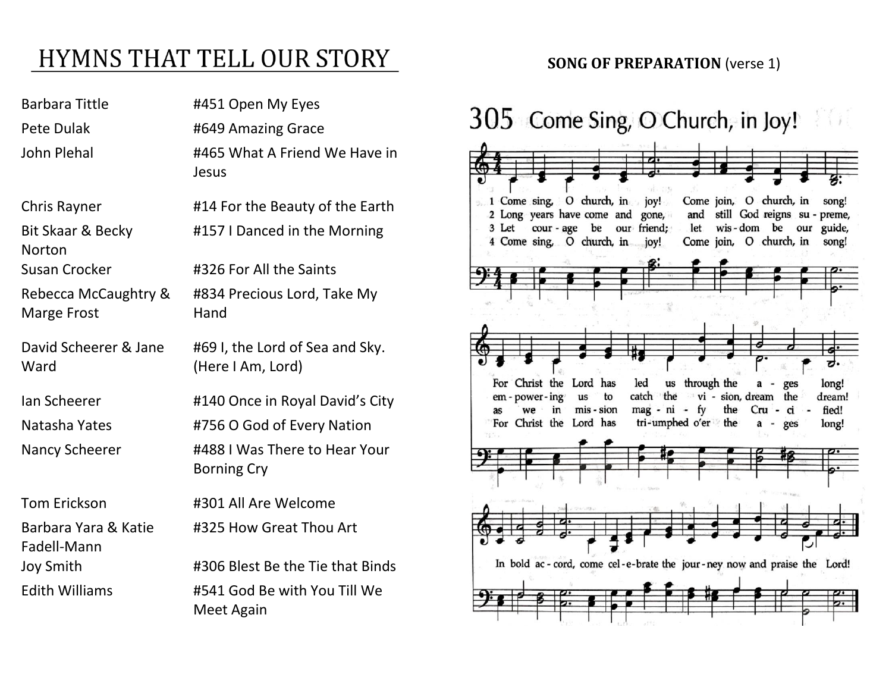# HYMNS THAT TELL OUR STORY

| | |
|---|---|
| Barbara Tittle | #451 Open My Eyes |
| Pete Dulak | #649 Amazing Grace |
| John Plehal | #465 What A Friend We Have in Jesus |
| Chris Rayner | #14 For the Beauty of the Earth |
| Bit Skaar & Becky Norton | #157 I Danced in the Morning |
| Susan Crocker | #326 For All the Saints |
| Rebecca McCaughtry & Marge Frost | #834 Precious Lord, Take My Hand |
| David Scheerer & Jane Ward | #69 I, the Lord of Sea and Sky. (Here I Am, Lord) |
| Ian Scheerer | #140 Once in Royal David's City |
| Natasha Yates | #756 O God of Every Nation |
| Nancy Scheerer | #488 I Was There to Hear Your Borning Cry |
| Tom Erickson | #301 All Are Welcome |
| Barbara Yara & Katie Fadell-Mann | #325 How Great Thou Art |
| Joy Smith | #306 Blest Be the Tie that Binds |
| Edith Williams | #541 God Be with You Till We Meet Again |

**SONG OF PREPARATION** (verse 1)

## 305 Come Sing, O Church, in Joy!

1 Come sing, O church, in joy! Come join, O church, in song! For Christ the Lord has led us through the ages long!

2 Long years have come and gone, and still God reigns supreme, empowering us to catch the vision, dream the dream!

3 Let courage be our friend; let wisdom be our guide, as we in mission magnify the Crucified!

4 Come sing, O church, in joy! Come join, O church, in song! For Christ the Lord has triumphed o'er the ages long!

In bold accord, come celebrate the journey now and praise the Lord!